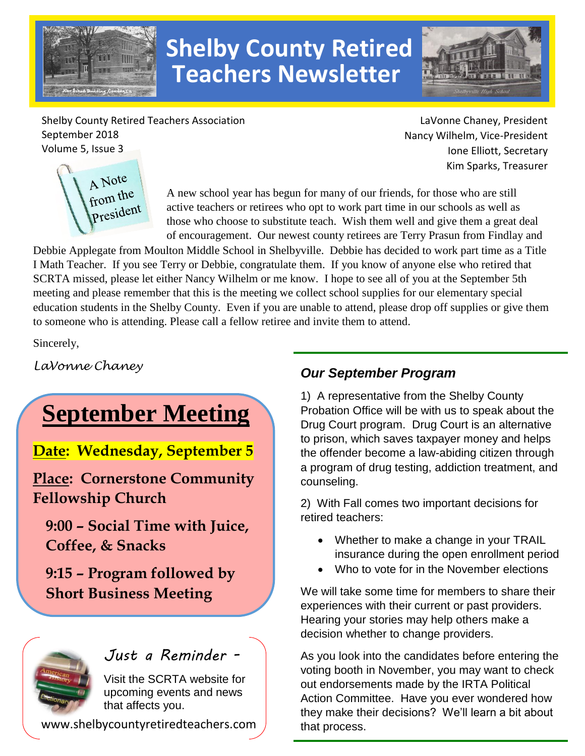# Shelby County Retired Teachers Newsletter

Shelby County Retired Teachers Association
September 2018
Volume 5, Issue 3

LaVonne Chaney, President
Nancy Wilhelm, Vice-President
Ione Elliott, Secretary
Kim Sparks, Treasurer

## A Note from the President

A new school year has begun for many of our friends, for those who are still active teachers or retirees who opt to work part time in our schools as well as those who choose to substitute teach. Wish them well and give them a great deal of encouragement. Our newest county retirees are Terry Prasun from Findlay and Debbie Applegate from Moulton Middle School in Shelbyville. Debbie has decided to work part time as a Title I Math Teacher. If you see Terry or Debbie, congratulate them. If you know of anyone else who retired that SCRTA missed, please let either Nancy Wilhelm or me know. I hope to see all of you at the September 5th meeting and please remember that this is the meeting we collect school supplies for our elementary special education students in the Shelby County. Even if you are unable to attend, please drop off supplies or give them to someone who is attending. Please call a fellow retiree and invite them to attend.

Sincerely,

*LaVonne Chaney*

## September Meeting

**Date: Wednesday, September 5**

**Place: Cornerstone Community Fellowship Church**

**9:00 – Social Time with Juice, Coffee, & Snacks**

**9:15 – Program followed by Short Business Meeting**

### *Just a Reminder -*

Visit the SCRTA website for upcoming events and news that affects you.

www.shelbycountyretiredteachers.com

### *Our September Program*

1) A representative from the Shelby County Probation Office will be with us to speak about the Drug Court program. Drug Court is an alternative to prison, which saves taxpayer money and helps the offender become a law-abiding citizen through a program of drug testing, addiction treatment, and counseling.

2) With Fall comes two important decisions for retired teachers:

- Whether to make a change in your TRAIL insurance during the open enrollment period
- Who to vote for in the November elections

We will take some time for members to share their experiences with their current or past providers. Hearing your stories may help others make a decision whether to change providers.

As you look into the candidates before entering the voting booth in November, you may want to check out endorsements made by the IRTA Political Action Committee. Have you ever wondered how they make their decisions? We'll learn a bit about that process.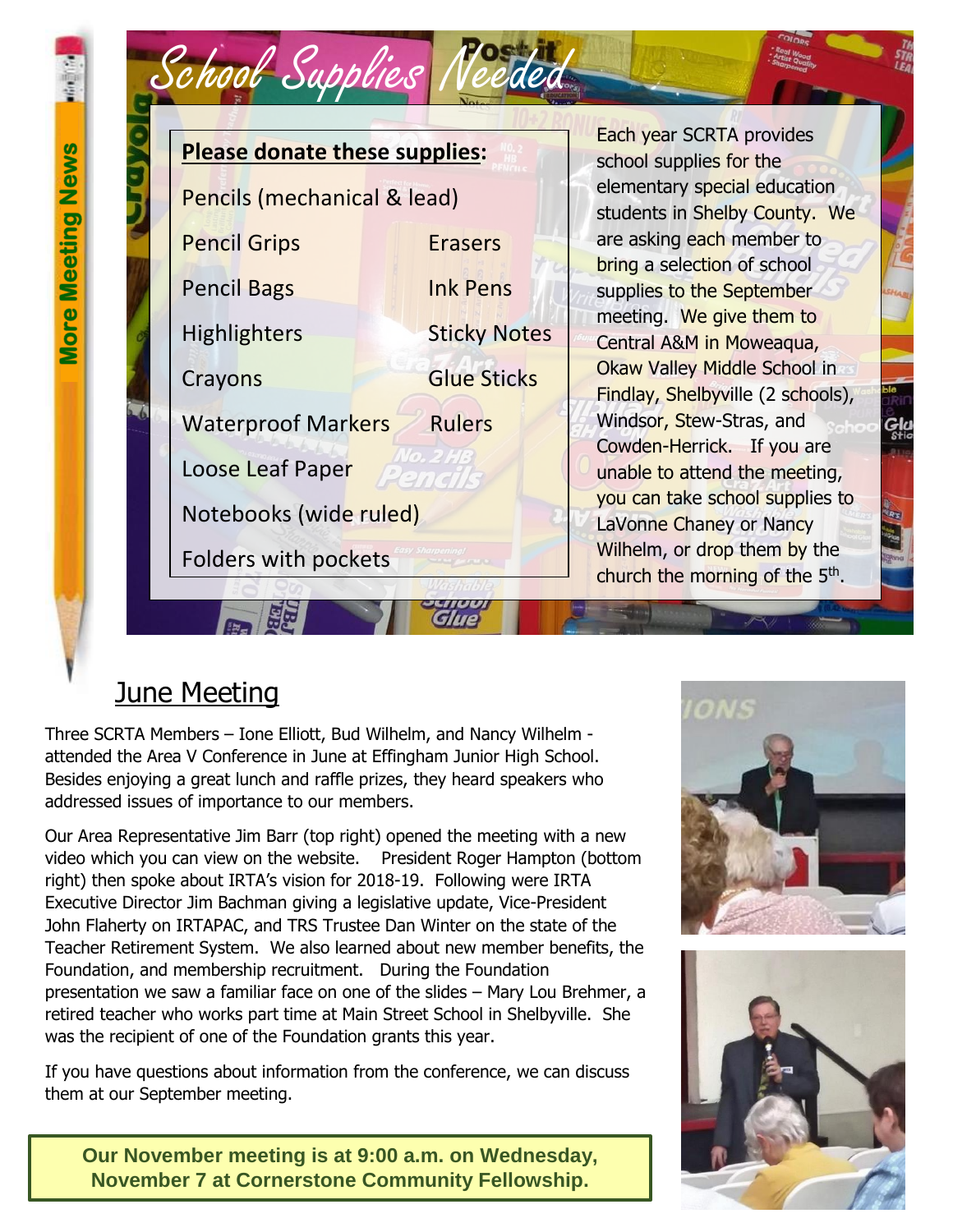More Meeting News

# School Supplies Needed

**Please donate these supplies:**

- Pencils (mechanical & lead)
- Pencil Grips
- Erasers
- Pencil Bags
- Ink Pens
- Highlighters
- Sticky Notes
- Crayons
- Glue Sticks
- Waterproof Markers
- Rulers
- Loose Leaf Paper
- Notebooks (wide ruled)
- Folders with pockets

Each year SCRTA provides school supplies for the elementary special education students in Shelby County. We are asking each member to bring a selection of school supplies to the September meeting. We give them to Central A&M in Moweaqua, Okaw Valley Middle School in Findlay, Shelbyville (2 schools), Windsor, Stew-Stras, and Cowden-Herrick. If you are unable to attend the meeting, you can take school supplies to LaVonne Chaney or Nancy Wilhelm, or drop them by the church the morning of the 5th.

## June Meeting

Three SCRTA Members – Ione Elliott, Bud Wilhelm, and Nancy Wilhelm - attended the Area V Conference in June at Effingham Junior High School. Besides enjoying a great lunch and raffle prizes, they heard speakers who addressed issues of importance to our members.

Our Area Representative Jim Barr (top right) opened the meeting with a new video which you can view on the website. President Roger Hampton (bottom right) then spoke about IRTA's vision for 2018-19. Following were IRTA Executive Director Jim Bachman giving a legislative update, Vice-President John Flaherty on IRTAPAC, and TRS Trustee Dan Winter on the state of the Teacher Retirement System. We also learned about new member benefits, the Foundation, and membership recruitment. During the Foundation presentation we saw a familiar face on one of the slides – Mary Lou Brehmer, a retired teacher who works part time at Main Street School in Shelbyville. She was the recipient of one of the Foundation grants this year.

If you have questions about information from the conference, we can discuss them at our September meeting.

**Our November meeting is at 9:00 a.m. on Wednesday, November 7 at Cornerstone Community Fellowship.**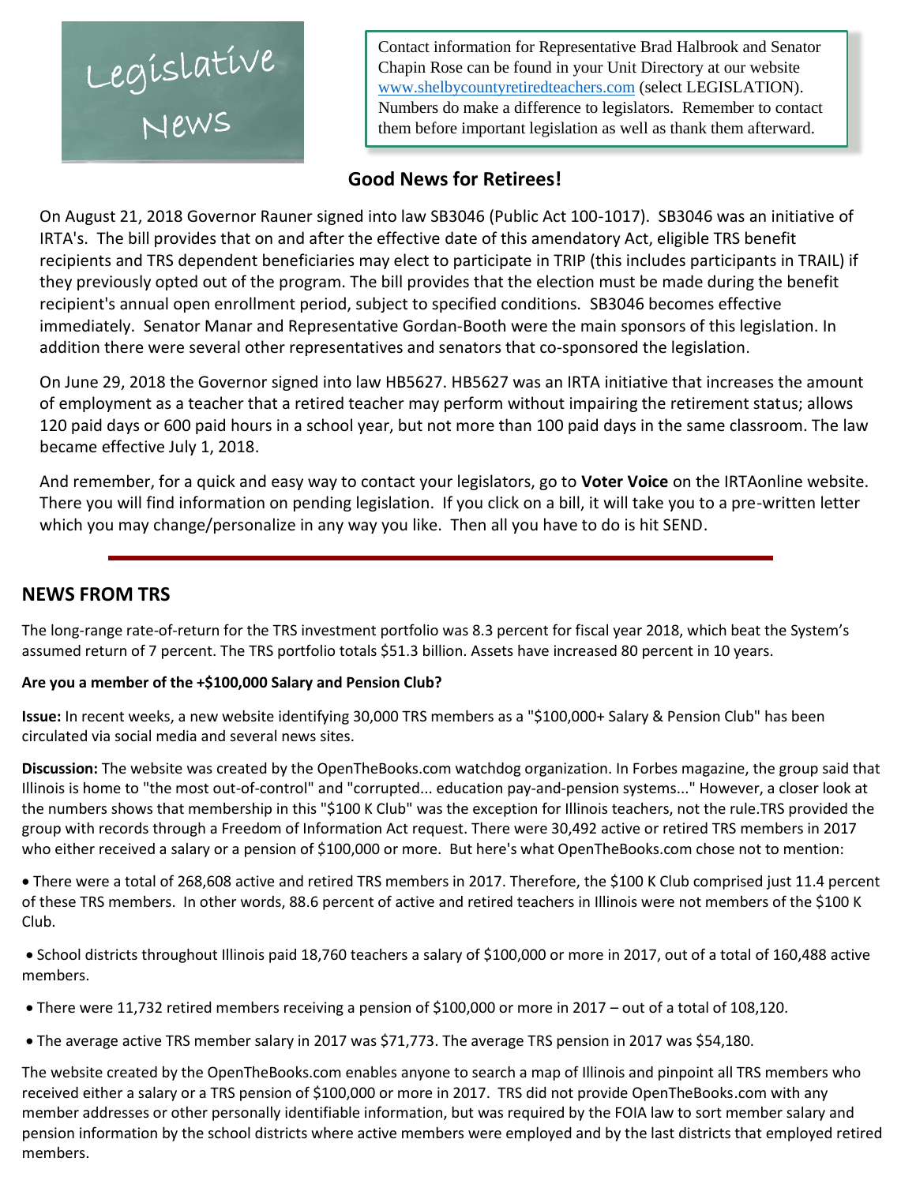# Legislative News

Contact information for Representative Brad Halbrook and Senator Chapin Rose can be found in your Unit Directory at our website www.shelbycountyretiredteachers.com (select LEGISLATION). Numbers do make a difference to legislators. Remember to contact them before important legislation as well as thank them afterward.

## Good News for Retirees!

On August 21, 2018 Governor Rauner signed into law SB3046 (Public Act 100-1017). SB3046 was an initiative of IRTA's. The bill provides that on and after the effective date of this amendatory Act, eligible TRS benefit recipients and TRS dependent beneficiaries may elect to participate in TRIP (this includes participants in TRAIL) if they previously opted out of the program. The bill provides that the election must be made during the benefit recipient's annual open enrollment period, subject to specified conditions. SB3046 becomes effective immediately. Senator Manar and Representative Gordan-Booth were the main sponsors of this legislation. In addition there were several other representatives and senators that co-sponsored the legislation.

On June 29, 2018 the Governor signed into law HB5627. HB5627 was an IRTA initiative that increases the amount of employment as a teacher that a retired teacher may perform without impairing the retirement status; allows 120 paid days or 600 paid hours in a school year, but not more than 100 paid days in the same classroom. The law became effective July 1, 2018.

And remember, for a quick and easy way to contact your legislators, go to **Voter Voice** on the IRTAonline website. There you will find information on pending legislation. If you click on a bill, it will take you to a pre-written letter which you may change/personalize in any way you like. Then all you have to do is hit SEND.

---

## NEWS FROM TRS

The long-range rate-of-return for the TRS investment portfolio was 8.3 percent for fiscal year 2018, which beat the System's assumed return of 7 percent. The TRS portfolio totals $51.3 billion. Assets have increased 80 percent in 10 years.

**Are you a member of the +$100,000 Salary and Pension Club?**

**Issue:** In recent weeks, a new website identifying 30,000 TRS members as a "$100,000+ Salary & Pension Club" has been circulated via social media and several news sites.

**Discussion:** The website was created by the OpenTheBooks.com watchdog organization. In Forbes magazine, the group said that Illinois is home to "the most out-of-control" and "corrupted... education pay-and-pension systems..." However, a closer look at the numbers shows that membership in this "$100 K Club" was the exception for Illinois teachers, not the rule.TRS provided the group with records through a Freedom of Information Act request. There were 30,492 active or retired TRS members in 2017 who either received a salary or a pension of $100,000 or more. But here's what OpenTheBooks.com chose not to mention:

- There were a total of 268,608 active and retired TRS members in 2017. Therefore, the $100 K Club comprised just 11.4 percent of these TRS members. In other words, 88.6 percent of active and retired teachers in Illinois were not members of the $100 K Club.
- School districts throughout Illinois paid 18,760 teachers a salary of $100,000 or more in 2017, out of a total of 160,488 active members.
- There were 11,732 retired members receiving a pension of $100,000 or more in 2017 – out of a total of 108,120.
- The average active TRS member salary in 2017 was $71,773. The average TRS pension in 2017 was $54,180.

The website created by the OpenTheBooks.com enables anyone to search a map of Illinois and pinpoint all TRS members who received either a salary or a TRS pension of $100,000 or more in 2017. TRS did not provide OpenTheBooks.com with any member addresses or other personally identifiable information, but was required by the FOIA law to sort member salary and pension information by the school districts where active members were employed and by the last districts that employed retired members.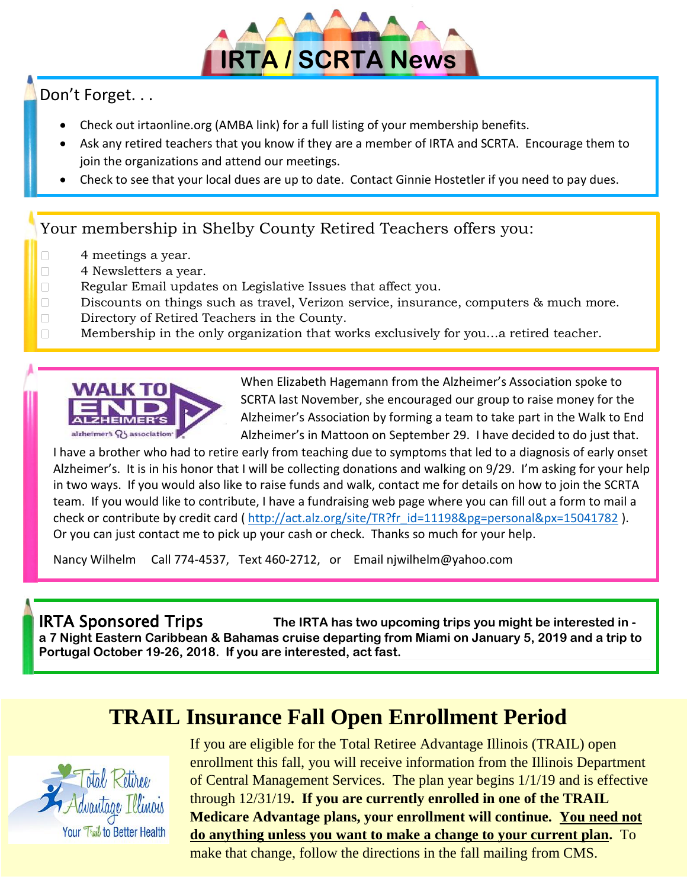# IRTA / SCRTA News

## Don't Forget. . .

- Check out irtaonline.org (AMBA link) for a full listing of your membership benefits.
- Ask any retired teachers that you know if they are a member of IRTA and SCRTA. Encourage them to join the organizations and attend our meetings.
- Check to see that your local dues are up to date. Contact Ginnie Hostetler if you need to pay dues.

## Your membership in Shelby County Retired Teachers offers you:

- 4 meetings a year.
- 4 Newsletters a year.
- Regular Email updates on Legislative Issues that affect you.
- Discounts on things such as travel, Verizon service, insurance, computers & much more.
- Directory of Retired Teachers in the County.
- Membership in the only organization that works exclusively for you…a retired teacher.

WALK TO END ALZHEIMER'S

When Elizabeth Hagemann from the Alzheimer's Association spoke to SCRTA last November, she encouraged our group to raise money for the Alzheimer's Association by forming a team to take part in the Walk to End Alzheimer's in Mattoon on September 29. I have decided to do just that. I have a brother who had to retire early from teaching due to symptoms that led to a diagnosis of early onset Alzheimer's. It is in his honor that I will be collecting donations and walking on 9/29. I'm asking for your help in two ways. If you would also like to raise funds and walk, contact me for details on how to join the SCRTA team. If you would like to contribute, I have a fundraising web page where you can fill out a form to mail a check or contribute by credit card ( http://act.alz.org/site/TR?fr_id=11198&pg=personal&px=15041782 ). Or you can just contact me to pick up your cash or check. Thanks so much for your help.

Nancy Wilhelm  Call 774-4537, Text 460-2712, or Email njwilhelm@yahoo.com

## IRTA Sponsored Trips

**The IRTA has two upcoming trips you might be interested in - a 7 Night Eastern Caribbean & Bahamas cruise departing from Miami on January 5, 2019 and a trip to Portugal October 19-26, 2018. If you are interested, act fast.**

## TRAIL Insurance Fall Open Enrollment Period

Total Retiree Advantage Illinois — Your Trail to Better Health

If you are eligible for the Total Retiree Advantage Illinois (TRAIL) open enrollment this fall, you will receive information from the Illinois Department of Central Management Services. The plan year begins 1/1/19 and is effective through 12/31/19. **If you are currently enrolled in one of the TRAIL Medicare Advantage plans, your enrollment will continue. You need not do anything unless you want to make a change to your current plan.** To make that change, follow the directions in the fall mailing from CMS.